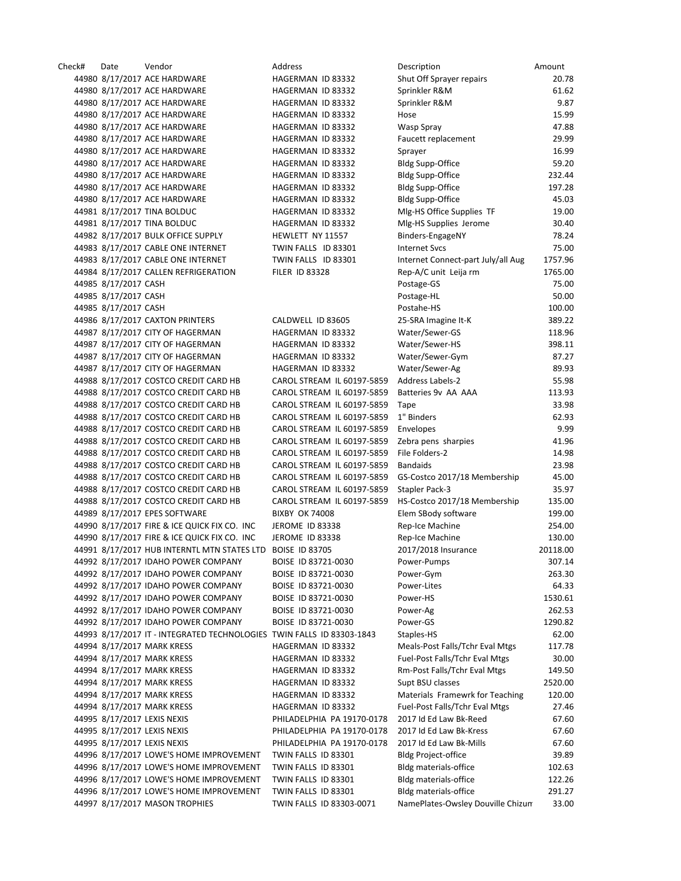| Check# | Date | Vendor | Address | Description | Amount |
|---|---|---|---|---|---|
| 44980 | 8/17/2017 | ACE HARDWARE | HAGERMAN ID 83332 | Shut Off Sprayer repairs | 20.78 |
| 44980 | 8/17/2017 | ACE HARDWARE | HAGERMAN ID 83332 | Sprinkler R&M | 61.62 |
| 44980 | 8/17/2017 | ACE HARDWARE | HAGERMAN ID 83332 | Sprinkler R&M | 9.87 |
| 44980 | 8/17/2017 | ACE HARDWARE | HAGERMAN ID 83332 | Hose | 15.99 |
| 44980 | 8/17/2017 | ACE HARDWARE | HAGERMAN ID 83332 | Wasp Spray | 47.88 |
| 44980 | 8/17/2017 | ACE HARDWARE | HAGERMAN ID 83332 | Faucett replacement | 29.99 |
| 44980 | 8/17/2017 | ACE HARDWARE | HAGERMAN ID 83332 | Sprayer | 16.99 |
| 44980 | 8/17/2017 | ACE HARDWARE | HAGERMAN ID 83332 | Bldg Supp-Office | 59.20 |
| 44980 | 8/17/2017 | ACE HARDWARE | HAGERMAN ID 83332 | Bldg Supp-Office | 232.44 |
| 44980 | 8/17/2017 | ACE HARDWARE | HAGERMAN ID 83332 | Bldg Supp-Office | 197.28 |
| 44980 | 8/17/2017 | ACE HARDWARE | HAGERMAN ID 83332 | Bldg Supp-Office | 45.03 |
| 44981 | 8/17/2017 | TINA BOLDUC | HAGERMAN ID 83332 | Mlg-HS Office Supplies TF | 19.00 |
| 44981 | 8/17/2017 | TINA BOLDUC | HAGERMAN ID 83332 | Mlg-HS Supplies Jerome | 30.40 |
| 44982 | 8/17/2017 | BULK OFFICE SUPPLY | HEWLETT NY 11557 | Binders-EngageNY | 78.24 |
| 44983 | 8/17/2017 | CABLE ONE INTERNET | TWIN FALLS ID 83301 | Internet Svcs | 75.00 |
| 44983 | 8/17/2017 | CABLE ONE INTERNET | TWIN FALLS ID 83301 | Internet Connect-part July/all Aug | 1757.96 |
| 44984 | 8/17/2017 | CALLEN REFRIGERATION | FILER ID 83328 | Rep-A/C unit Leija rm | 1765.00 |
| 44985 | 8/17/2017 | CASH | | Postage-GS | 75.00 |
| 44985 | 8/17/2017 | CASH | | Postage-HL | 50.00 |
| 44985 | 8/17/2017 | CASH | | Postahe-HS | 100.00 |
| 44986 | 8/17/2017 | CAXTON PRINTERS | CALDWELL ID 83605 | 25-SRA Imagine It-K | 389.22 |
| 44987 | 8/17/2017 | CITY OF HAGERMAN | HAGERMAN ID 83332 | Water/Sewer-GS | 118.96 |
| 44987 | 8/17/2017 | CITY OF HAGERMAN | HAGERMAN ID 83332 | Water/Sewer-HS | 398.11 |
| 44987 | 8/17/2017 | CITY OF HAGERMAN | HAGERMAN ID 83332 | Water/Sewer-Gym | 87.27 |
| 44987 | 8/17/2017 | CITY OF HAGERMAN | HAGERMAN ID 83332 | Water/Sewer-Ag | 89.93 |
| 44988 | 8/17/2017 | COSTCO CREDIT CARD HB | CAROL STREAM IL 60197-5859 | Address Labels-2 | 55.98 |
| 44988 | 8/17/2017 | COSTCO CREDIT CARD HB | CAROL STREAM IL 60197-5859 | Batteries 9v AA AAA | 113.93 |
| 44988 | 8/17/2017 | COSTCO CREDIT CARD HB | CAROL STREAM IL 60197-5859 | Tape | 33.98 |
| 44988 | 8/17/2017 | COSTCO CREDIT CARD HB | CAROL STREAM IL 60197-5859 | 1" Binders | 62.93 |
| 44988 | 8/17/2017 | COSTCO CREDIT CARD HB | CAROL STREAM IL 60197-5859 | Envelopes | 9.99 |
| 44988 | 8/17/2017 | COSTCO CREDIT CARD HB | CAROL STREAM IL 60197-5859 | Zebra pens sharpies | 41.96 |
| 44988 | 8/17/2017 | COSTCO CREDIT CARD HB | CAROL STREAM IL 60197-5859 | File Folders-2 | 14.98 |
| 44988 | 8/17/2017 | COSTCO CREDIT CARD HB | CAROL STREAM IL 60197-5859 | Bandaids | 23.98 |
| 44988 | 8/17/2017 | COSTCO CREDIT CARD HB | CAROL STREAM IL 60197-5859 | GS-Costco 2017/18 Membership | 45.00 |
| 44988 | 8/17/2017 | COSTCO CREDIT CARD HB | CAROL STREAM IL 60197-5859 | Stapler Pack-3 | 35.97 |
| 44988 | 8/17/2017 | COSTCO CREDIT CARD HB | CAROL STREAM IL 60197-5859 | HS-Costco 2017/18 Membership | 135.00 |
| 44989 | 8/17/2017 | EPES SOFTWARE | BIXBY OK 74008 | Elem SBody software | 199.00 |
| 44990 | 8/17/2017 | FIRE & ICE QUICK FIX CO. INC | JEROME ID 83338 | Rep-Ice Machine | 254.00 |
| 44990 | 8/17/2017 | FIRE & ICE QUICK FIX CO. INC | JEROME ID 83338 | Rep-Ice Machine | 130.00 |
| 44991 | 8/17/2017 | HUB INTERNTL MTN STATES LTD | BOISE ID 83705 | 2017/2018 Insurance | 20118.00 |
| 44992 | 8/17/2017 | IDAHO POWER COMPANY | BOISE ID 83721-0030 | Power-Pumps | 307.14 |
| 44992 | 8/17/2017 | IDAHO POWER COMPANY | BOISE ID 83721-0030 | Power-Gym | 263.30 |
| 44992 | 8/17/2017 | IDAHO POWER COMPANY | BOISE ID 83721-0030 | Power-Lites | 64.33 |
| 44992 | 8/17/2017 | IDAHO POWER COMPANY | BOISE ID 83721-0030 | Power-HS | 1530.61 |
| 44992 | 8/17/2017 | IDAHO POWER COMPANY | BOISE ID 83721-0030 | Power-Ag | 262.53 |
| 44992 | 8/17/2017 | IDAHO POWER COMPANY | BOISE ID 83721-0030 | Power-GS | 1290.82 |
| 44993 | 8/17/2017 | IT - INTEGRATED TECHNOLOGIES | TWIN FALLS ID 83303-1843 | Staples-HS | 62.00 |
| 44994 | 8/17/2017 | MARK KRESS | HAGERMAN ID 83332 | Meals-Post Falls/Tchr Eval Mtgs | 117.78 |
| 44994 | 8/17/2017 | MARK KRESS | HAGERMAN ID 83332 | Fuel-Post Falls/Tchr Eval Mtgs | 30.00 |
| 44994 | 8/17/2017 | MARK KRESS | HAGERMAN ID 83332 | Rm-Post Falls/Tchr Eval Mtgs | 149.50 |
| 44994 | 8/17/2017 | MARK KRESS | HAGERMAN ID 83332 | Supt BSU classes | 2520.00 |
| 44994 | 8/17/2017 | MARK KRESS | HAGERMAN ID 83332 | Materials Framewrk for Teaching | 120.00 |
| 44994 | 8/17/2017 | MARK KRESS | HAGERMAN ID 83332 | Fuel-Post Falls/Tchr Eval Mtgs | 27.46 |
| 44995 | 8/17/2017 | LEXIS NEXIS | PHILADELPHIA PA 19170-0178 | 2017 Id Ed Law Bk-Reed | 67.60 |
| 44995 | 8/17/2017 | LEXIS NEXIS | PHILADELPHIA PA 19170-0178 | 2017 Id Ed Law Bk-Kress | 67.60 |
| 44995 | 8/17/2017 | LEXIS NEXIS | PHILADELPHIA PA 19170-0178 | 2017 Id Ed Law Bk-Mills | 67.60 |
| 44996 | 8/17/2017 | LOWE'S HOME IMPROVEMENT | TWIN FALLS ID 83301 | Bldg Project-office | 39.89 |
| 44996 | 8/17/2017 | LOWE'S HOME IMPROVEMENT | TWIN FALLS ID 83301 | Bldg materials-office | 102.63 |
| 44996 | 8/17/2017 | LOWE'S HOME IMPROVEMENT | TWIN FALLS ID 83301 | Bldg materials-office | 122.26 |
| 44996 | 8/17/2017 | LOWE'S HOME IMPROVEMENT | TWIN FALLS ID 83301 | Bldg materials-office | 291.27 |
| 44997 | 8/17/2017 | MASON TROPHIES | TWIN FALLS ID 83303-0071 | NamePlates-Owsley Douville Chizum | 33.00 |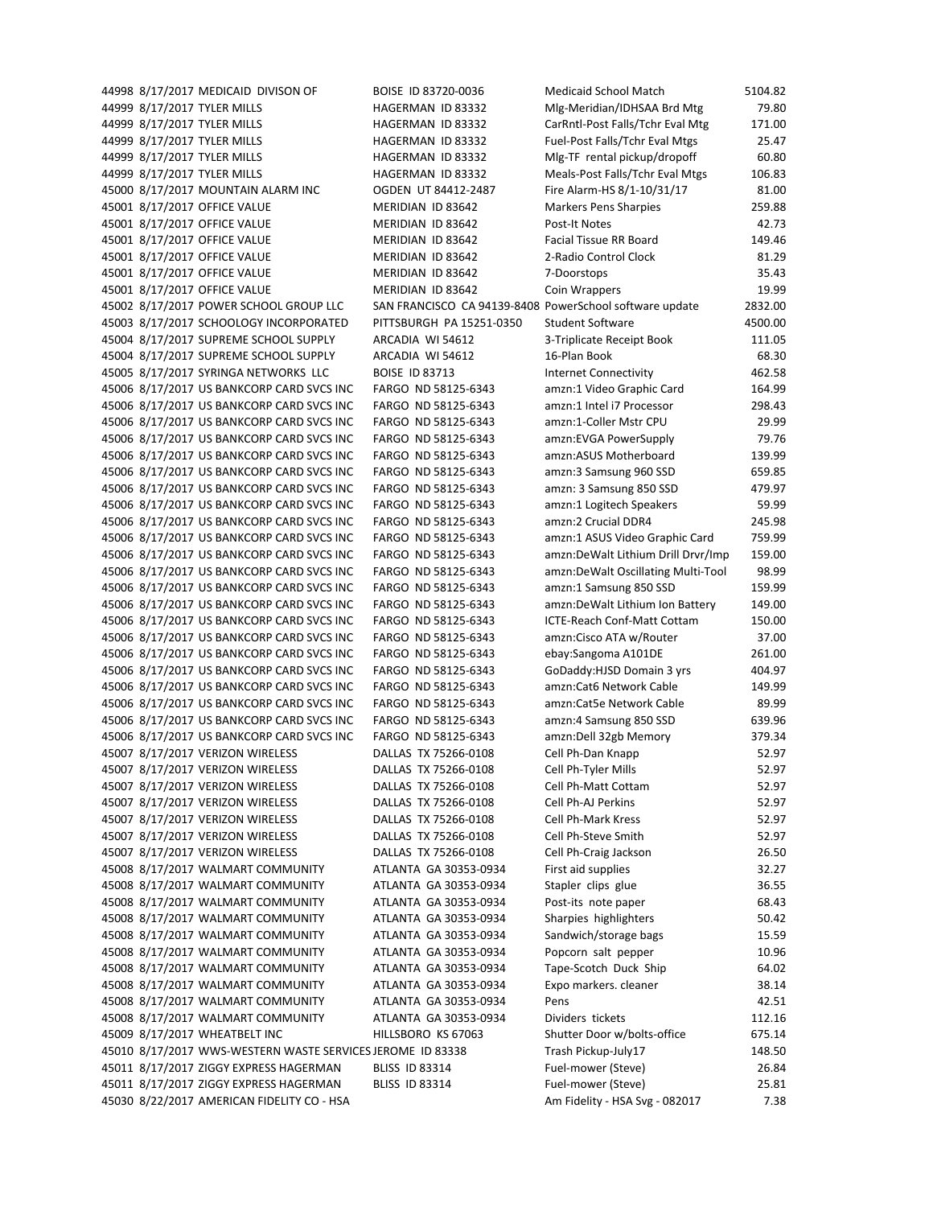| | | | | | |
|---|---|---|---|---|---|
| 44998 | 8/17/2017 | MEDICAID DIVISON OF | BOISE ID 83720-0036 | Medicaid School Match | 5104.82 |
| 44999 | 8/17/2017 | TYLER MILLS | HAGERMAN ID 83332 | Mlg-Meridian/IDHSAA Brd Mtg | 79.80 |
| 44999 | 8/17/2017 | TYLER MILLS | HAGERMAN ID 83332 | CarRntl-Post Falls/Tchr Eval Mtg | 171.00 |
| 44999 | 8/17/2017 | TYLER MILLS | HAGERMAN ID 83332 | Fuel-Post Falls/Tchr Eval Mtgs | 25.47 |
| 44999 | 8/17/2017 | TYLER MILLS | HAGERMAN ID 83332 | Mlg-TF rental pickup/dropoff | 60.80 |
| 44999 | 8/17/2017 | TYLER MILLS | HAGERMAN ID 83332 | Meals-Post Falls/Tchr Eval Mtgs | 106.83 |
| 45000 | 8/17/2017 | MOUNTAIN ALARM INC | OGDEN UT 84412-2487 | Fire Alarm-HS 8/1-10/31/17 | 81.00 |
| 45001 | 8/17/2017 | OFFICE VALUE | MERIDIAN ID 83642 | Markers Pens Sharpies | 259.88 |
| 45001 | 8/17/2017 | OFFICE VALUE | MERIDIAN ID 83642 | Post-It Notes | 42.73 |
| 45001 | 8/17/2017 | OFFICE VALUE | MERIDIAN ID 83642 | Facial Tissue RR Board | 149.46 |
| 45001 | 8/17/2017 | OFFICE VALUE | MERIDIAN ID 83642 | 2-Radio Control Clock | 81.29 |
| 45001 | 8/17/2017 | OFFICE VALUE | MERIDIAN ID 83642 | 7-Doorstops | 35.43 |
| 45001 | 8/17/2017 | OFFICE VALUE | MERIDIAN ID 83642 | Coin Wrappers | 19.99 |
| 45002 | 8/17/2017 | POWER SCHOOL GROUP LLC | SAN FRANCISCO CA 94139-8408 | PowerSchool software update | 2832.00 |
| 45003 | 8/17/2017 | SCHOOLOGY INCORPORATED | PITTSBURGH PA 15251-0350 | Student Software | 4500.00 |
| 45004 | 8/17/2017 | SUPREME SCHOOL SUPPLY | ARCADIA WI 54612 | 3-Triplicate Receipt Book | 111.05 |
| 45004 | 8/17/2017 | SUPREME SCHOOL SUPPLY | ARCADIA WI 54612 | 16-Plan Book | 68.30 |
| 45005 | 8/17/2017 | SYRINGA NETWORKS LLC | BOISE ID 83713 | Internet Connectivity | 462.58 |
| 45006 | 8/17/2017 | US BANKCORP CARD SVCS INC | FARGO ND 58125-6343 | amzn:1 Video Graphic Card | 164.99 |
| 45006 | 8/17/2017 | US BANKCORP CARD SVCS INC | FARGO ND 58125-6343 | amzn:1 Intel i7 Processor | 298.43 |
| 45006 | 8/17/2017 | US BANKCORP CARD SVCS INC | FARGO ND 58125-6343 | amzn:1-Coller Mstr CPU | 29.99 |
| 45006 | 8/17/2017 | US BANKCORP CARD SVCS INC | FARGO ND 58125-6343 | amzn:EVGA PowerSupply | 79.76 |
| 45006 | 8/17/2017 | US BANKCORP CARD SVCS INC | FARGO ND 58125-6343 | amzn:ASUS Motherboard | 139.99 |
| 45006 | 8/17/2017 | US BANKCORP CARD SVCS INC | FARGO ND 58125-6343 | amzn:3 Samsung 960 SSD | 659.85 |
| 45006 | 8/17/2017 | US BANKCORP CARD SVCS INC | FARGO ND 58125-6343 | amzn: 3 Samsung 850 SSD | 479.97 |
| 45006 | 8/17/2017 | US BANKCORP CARD SVCS INC | FARGO ND 58125-6343 | amzn:1 Logitech Speakers | 59.99 |
| 45006 | 8/17/2017 | US BANKCORP CARD SVCS INC | FARGO ND 58125-6343 | amzn:2 Crucial DDR4 | 245.98 |
| 45006 | 8/17/2017 | US BANKCORP CARD SVCS INC | FARGO ND 58125-6343 | amzn:1 ASUS Video Graphic Card | 759.99 |
| 45006 | 8/17/2017 | US BANKCORP CARD SVCS INC | FARGO ND 58125-6343 | amzn:DeWalt Lithium Drill Drvr/Imp | 159.00 |
| 45006 | 8/17/2017 | US BANKCORP CARD SVCS INC | FARGO ND 58125-6343 | amzn:DeWalt Oscillating Multi-Tool | 98.99 |
| 45006 | 8/17/2017 | US BANKCORP CARD SVCS INC | FARGO ND 58125-6343 | amzn:1 Samsung 850 SSD | 159.99 |
| 45006 | 8/17/2017 | US BANKCORP CARD SVCS INC | FARGO ND 58125-6343 | amzn:DeWalt Lithium Ion Battery | 149.00 |
| 45006 | 8/17/2017 | US BANKCORP CARD SVCS INC | FARGO ND 58125-6343 | ICTE-Reach Conf-Matt Cottam | 150.00 |
| 45006 | 8/17/2017 | US BANKCORP CARD SVCS INC | FARGO ND 58125-6343 | amzn:Cisco ATA w/Router | 37.00 |
| 45006 | 8/17/2017 | US BANKCORP CARD SVCS INC | FARGO ND 58125-6343 | ebay:Sangoma A101DE | 261.00 |
| 45006 | 8/17/2017 | US BANKCORP CARD SVCS INC | FARGO ND 58125-6343 | GoDaddy:HJSD Domain 3 yrs | 404.97 |
| 45006 | 8/17/2017 | US BANKCORP CARD SVCS INC | FARGO ND 58125-6343 | amzn:Cat6 Network Cable | 149.99 |
| 45006 | 8/17/2017 | US BANKCORP CARD SVCS INC | FARGO ND 58125-6343 | amzn:Cat5e Network Cable | 89.99 |
| 45006 | 8/17/2017 | US BANKCORP CARD SVCS INC | FARGO ND 58125-6343 | amzn:4 Samsung 850 SSD | 639.96 |
| 45006 | 8/17/2017 | US BANKCORP CARD SVCS INC | FARGO ND 58125-6343 | amzn:Dell 32gb Memory | 379.34 |
| 45007 | 8/17/2017 | VERIZON WIRELESS | DALLAS TX 75266-0108 | Cell Ph-Dan Knapp | 52.97 |
| 45007 | 8/17/2017 | VERIZON WIRELESS | DALLAS TX 75266-0108 | Cell Ph-Tyler Mills | 52.97 |
| 45007 | 8/17/2017 | VERIZON WIRELESS | DALLAS TX 75266-0108 | Cell Ph-Matt Cottam | 52.97 |
| 45007 | 8/17/2017 | VERIZON WIRELESS | DALLAS TX 75266-0108 | Cell Ph-AJ Perkins | 52.97 |
| 45007 | 8/17/2017 | VERIZON WIRELESS | DALLAS TX 75266-0108 | Cell Ph-Mark Kress | 52.97 |
| 45007 | 8/17/2017 | VERIZON WIRELESS | DALLAS TX 75266-0108 | Cell Ph-Steve Smith | 52.97 |
| 45007 | 8/17/2017 | VERIZON WIRELESS | DALLAS TX 75266-0108 | Cell Ph-Craig Jackson | 26.50 |
| 45008 | 8/17/2017 | WALMART COMMUNITY | ATLANTA GA 30353-0934 | First aid supplies | 32.27 |
| 45008 | 8/17/2017 | WALMART COMMUNITY | ATLANTA GA 30353-0934 | Stapler clips glue | 36.55 |
| 45008 | 8/17/2017 | WALMART COMMUNITY | ATLANTA GA 30353-0934 | Post-its note paper | 68.43 |
| 45008 | 8/17/2017 | WALMART COMMUNITY | ATLANTA GA 30353-0934 | Sharpies highlighters | 50.42 |
| 45008 | 8/17/2017 | WALMART COMMUNITY | ATLANTA GA 30353-0934 | Sandwich/storage bags | 15.59 |
| 45008 | 8/17/2017 | WALMART COMMUNITY | ATLANTA GA 30353-0934 | Popcorn salt pepper | 10.96 |
| 45008 | 8/17/2017 | WALMART COMMUNITY | ATLANTA GA 30353-0934 | Tape-Scotch Duck Ship | 64.02 |
| 45008 | 8/17/2017 | WALMART COMMUNITY | ATLANTA GA 30353-0934 | Expo markers. cleaner | 38.14 |
| 45008 | 8/17/2017 | WALMART COMMUNITY | ATLANTA GA 30353-0934 | Pens | 42.51 |
| 45008 | 8/17/2017 | WALMART COMMUNITY | ATLANTA GA 30353-0934 | Dividers tickets | 112.16 |
| 45009 | 8/17/2017 | WHEATBELT INC | HILLSBORO KS 67063 | Shutter Door w/bolts-office | 675.14 |
| 45010 | 8/17/2017 | WWS-WESTERN WASTE SERVICES | JEROME ID 83338 | Trash Pickup-July17 | 148.50 |
| 45011 | 8/17/2017 | ZIGGY EXPRESS HAGERMAN | BLISS ID 83314 | Fuel-mower (Steve) | 26.84 |
| 45011 | 8/17/2017 | ZIGGY EXPRESS HAGERMAN | BLISS ID 83314 | Fuel-mower (Steve) | 25.81 |
| 45030 | 8/22/2017 | AMERICAN FIDELITY CO - HSA | | Am Fidelity - HSA Svg - 082017 | 7.38 |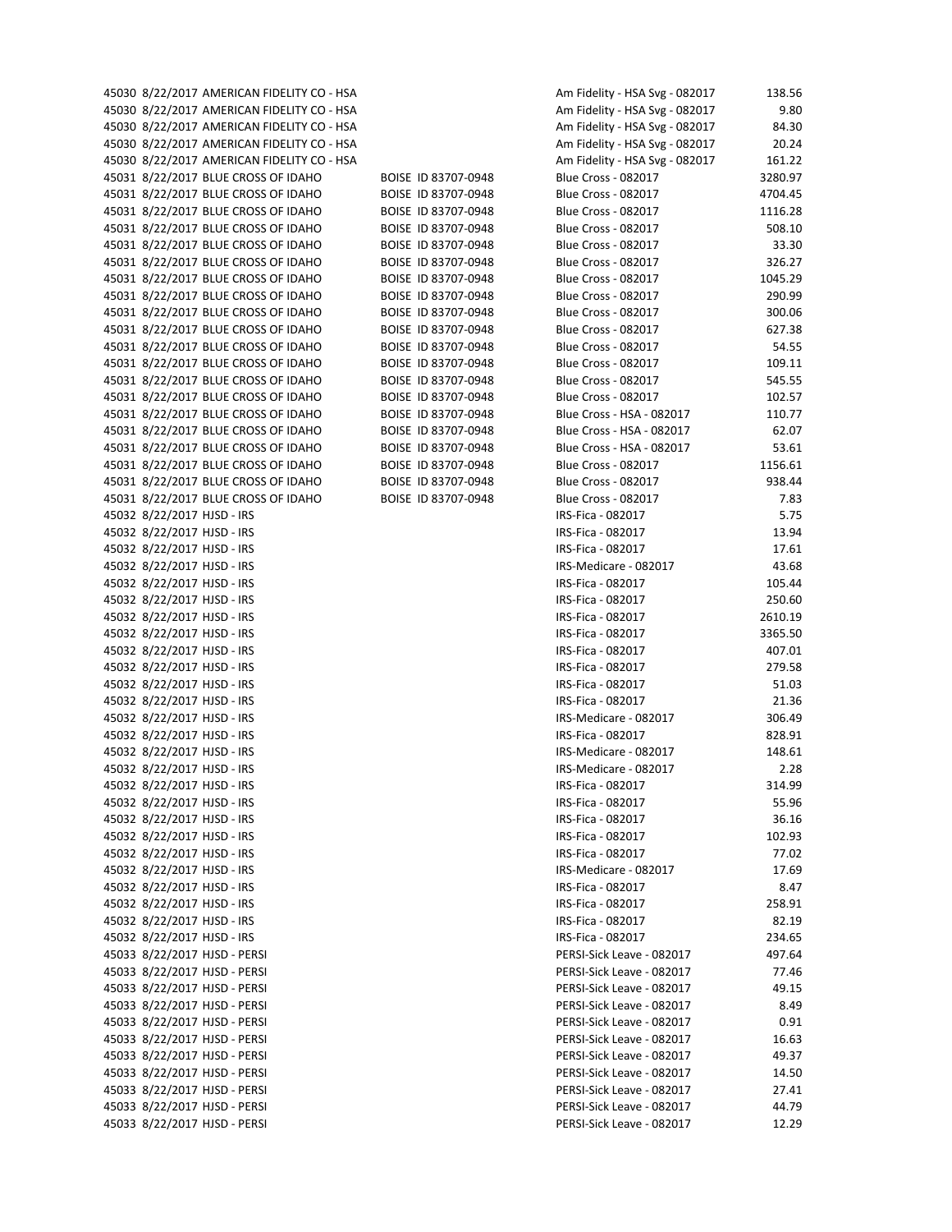| | | | | | |
|---|---|---|---|---|---|
| 45030 | 8/22/2017 | AMERICAN FIDELITY CO - HSA | | Am Fidelity - HSA Svg - 082017 | 138.56 |
| 45030 | 8/22/2017 | AMERICAN FIDELITY CO - HSA | | Am Fidelity - HSA Svg - 082017 | 9.80 |
| 45030 | 8/22/2017 | AMERICAN FIDELITY CO - HSA | | Am Fidelity - HSA Svg - 082017 | 84.30 |
| 45030 | 8/22/2017 | AMERICAN FIDELITY CO - HSA | | Am Fidelity - HSA Svg - 082017 | 20.24 |
| 45030 | 8/22/2017 | AMERICAN FIDELITY CO - HSA | | Am Fidelity - HSA Svg - 082017 | 161.22 |
| 45031 | 8/22/2017 | BLUE CROSS OF IDAHO | BOISE ID 83707-0948 | Blue Cross - 082017 | 3280.97 |
| 45031 | 8/22/2017 | BLUE CROSS OF IDAHO | BOISE ID 83707-0948 | Blue Cross - 082017 | 4704.45 |
| 45031 | 8/22/2017 | BLUE CROSS OF IDAHO | BOISE ID 83707-0948 | Blue Cross - 082017 | 1116.28 |
| 45031 | 8/22/2017 | BLUE CROSS OF IDAHO | BOISE ID 83707-0948 | Blue Cross - 082017 | 508.10 |
| 45031 | 8/22/2017 | BLUE CROSS OF IDAHO | BOISE ID 83707-0948 | Blue Cross - 082017 | 33.30 |
| 45031 | 8/22/2017 | BLUE CROSS OF IDAHO | BOISE ID 83707-0948 | Blue Cross - 082017 | 326.27 |
| 45031 | 8/22/2017 | BLUE CROSS OF IDAHO | BOISE ID 83707-0948 | Blue Cross - 082017 | 1045.29 |
| 45031 | 8/22/2017 | BLUE CROSS OF IDAHO | BOISE ID 83707-0948 | Blue Cross - 082017 | 290.99 |
| 45031 | 8/22/2017 | BLUE CROSS OF IDAHO | BOISE ID 83707-0948 | Blue Cross - 082017 | 300.06 |
| 45031 | 8/22/2017 | BLUE CROSS OF IDAHO | BOISE ID 83707-0948 | Blue Cross - 082017 | 627.38 |
| 45031 | 8/22/2017 | BLUE CROSS OF IDAHO | BOISE ID 83707-0948 | Blue Cross - 082017 | 54.55 |
| 45031 | 8/22/2017 | BLUE CROSS OF IDAHO | BOISE ID 83707-0948 | Blue Cross - 082017 | 109.11 |
| 45031 | 8/22/2017 | BLUE CROSS OF IDAHO | BOISE ID 83707-0948 | Blue Cross - 082017 | 545.55 |
| 45031 | 8/22/2017 | BLUE CROSS OF IDAHO | BOISE ID 83707-0948 | Blue Cross - 082017 | 102.57 |
| 45031 | 8/22/2017 | BLUE CROSS OF IDAHO | BOISE ID 83707-0948 | Blue Cross - HSA - 082017 | 110.77 |
| 45031 | 8/22/2017 | BLUE CROSS OF IDAHO | BOISE ID 83707-0948 | Blue Cross - HSA - 082017 | 62.07 |
| 45031 | 8/22/2017 | BLUE CROSS OF IDAHO | BOISE ID 83707-0948 | Blue Cross - HSA - 082017 | 53.61 |
| 45031 | 8/22/2017 | BLUE CROSS OF IDAHO | BOISE ID 83707-0948 | Blue Cross - 082017 | 1156.61 |
| 45031 | 8/22/2017 | BLUE CROSS OF IDAHO | BOISE ID 83707-0948 | Blue Cross - 082017 | 938.44 |
| 45031 | 8/22/2017 | BLUE CROSS OF IDAHO | BOISE ID 83707-0948 | Blue Cross - 082017 | 7.83 |
| 45032 | 8/22/2017 | HJSD - IRS | | IRS-Fica - 082017 | 5.75 |
| 45032 | 8/22/2017 | HJSD - IRS | | IRS-Fica - 082017 | 13.94 |
| 45032 | 8/22/2017 | HJSD - IRS | | IRS-Fica - 082017 | 17.61 |
| 45032 | 8/22/2017 | HJSD - IRS | | IRS-Medicare - 082017 | 43.68 |
| 45032 | 8/22/2017 | HJSD - IRS | | IRS-Fica - 082017 | 105.44 |
| 45032 | 8/22/2017 | HJSD - IRS | | IRS-Fica - 082017 | 250.60 |
| 45032 | 8/22/2017 | HJSD - IRS | | IRS-Fica - 082017 | 2610.19 |
| 45032 | 8/22/2017 | HJSD - IRS | | IRS-Fica - 082017 | 3365.50 |
| 45032 | 8/22/2017 | HJSD - IRS | | IRS-Fica - 082017 | 407.01 |
| 45032 | 8/22/2017 | HJSD - IRS | | IRS-Fica - 082017 | 279.58 |
| 45032 | 8/22/2017 | HJSD - IRS | | IRS-Fica - 082017 | 51.03 |
| 45032 | 8/22/2017 | HJSD - IRS | | IRS-Fica - 082017 | 21.36 |
| 45032 | 8/22/2017 | HJSD - IRS | | IRS-Medicare - 082017 | 306.49 |
| 45032 | 8/22/2017 | HJSD - IRS | | IRS-Fica - 082017 | 828.91 |
| 45032 | 8/22/2017 | HJSD - IRS | | IRS-Medicare - 082017 | 148.61 |
| 45032 | 8/22/2017 | HJSD - IRS | | IRS-Medicare - 082017 | 2.28 |
| 45032 | 8/22/2017 | HJSD - IRS | | IRS-Fica - 082017 | 314.99 |
| 45032 | 8/22/2017 | HJSD - IRS | | IRS-Fica - 082017 | 55.96 |
| 45032 | 8/22/2017 | HJSD - IRS | | IRS-Fica - 082017 | 36.16 |
| 45032 | 8/22/2017 | HJSD - IRS | | IRS-Fica - 082017 | 102.93 |
| 45032 | 8/22/2017 | HJSD - IRS | | IRS-Fica - 082017 | 77.02 |
| 45032 | 8/22/2017 | HJSD - IRS | | IRS-Medicare - 082017 | 17.69 |
| 45032 | 8/22/2017 | HJSD - IRS | | IRS-Fica - 082017 | 8.47 |
| 45032 | 8/22/2017 | HJSD - IRS | | IRS-Fica - 082017 | 258.91 |
| 45032 | 8/22/2017 | HJSD - IRS | | IRS-Fica - 082017 | 82.19 |
| 45032 | 8/22/2017 | HJSD - IRS | | IRS-Fica - 082017 | 234.65 |
| 45033 | 8/22/2017 | HJSD - PERSI | | PERSI-Sick Leave - 082017 | 497.64 |
| 45033 | 8/22/2017 | HJSD - PERSI | | PERSI-Sick Leave - 082017 | 77.46 |
| 45033 | 8/22/2017 | HJSD - PERSI | | PERSI-Sick Leave - 082017 | 49.15 |
| 45033 | 8/22/2017 | HJSD - PERSI | | PERSI-Sick Leave - 082017 | 8.49 |
| 45033 | 8/22/2017 | HJSD - PERSI | | PERSI-Sick Leave - 082017 | 0.91 |
| 45033 | 8/22/2017 | HJSD - PERSI | | PERSI-Sick Leave - 082017 | 16.63 |
| 45033 | 8/22/2017 | HJSD - PERSI | | PERSI-Sick Leave - 082017 | 49.37 |
| 45033 | 8/22/2017 | HJSD - PERSI | | PERSI-Sick Leave - 082017 | 14.50 |
| 45033 | 8/22/2017 | HJSD - PERSI | | PERSI-Sick Leave - 082017 | 27.41 |
| 45033 | 8/22/2017 | HJSD - PERSI | | PERSI-Sick Leave - 082017 | 44.79 |
| 45033 | 8/22/2017 | HJSD - PERSI | | PERSI-Sick Leave - 082017 | 12.29 |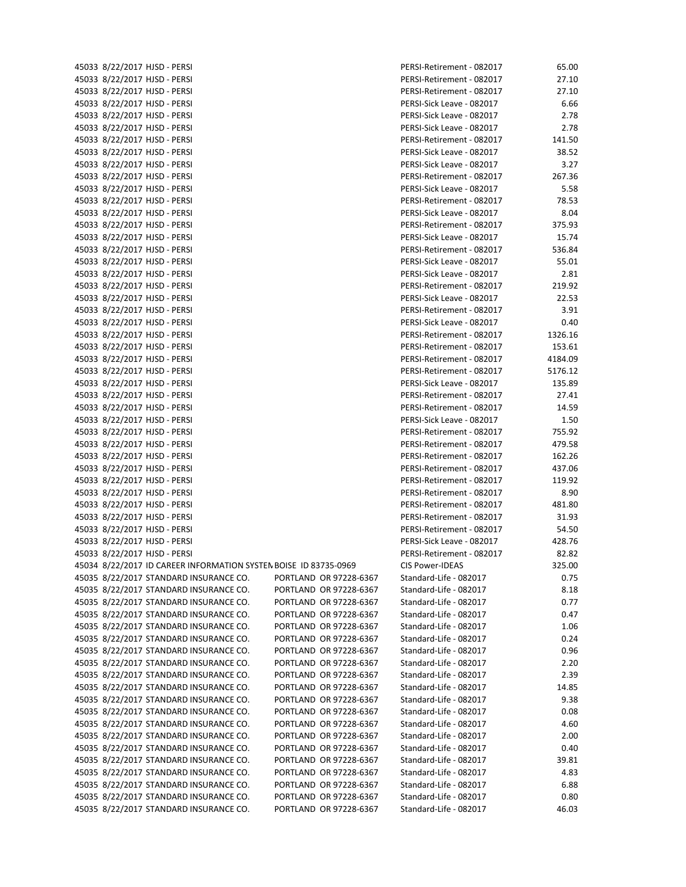| | | | | | |
|---|---|---|---|---|---|
| 45033 | 8/22/2017 | HJSD - PERSI | | PERSI-Retirement - 082017 | 65.00 |
| 45033 | 8/22/2017 | HJSD - PERSI | | PERSI-Retirement - 082017 | 27.10 |
| 45033 | 8/22/2017 | HJSD - PERSI | | PERSI-Retirement - 082017 | 27.10 |
| 45033 | 8/22/2017 | HJSD - PERSI | | PERSI-Sick Leave - 082017 | 6.66 |
| 45033 | 8/22/2017 | HJSD - PERSI | | PERSI-Sick Leave - 082017 | 2.78 |
| 45033 | 8/22/2017 | HJSD - PERSI | | PERSI-Sick Leave - 082017 | 2.78 |
| 45033 | 8/22/2017 | HJSD - PERSI | | PERSI-Retirement - 082017 | 141.50 |
| 45033 | 8/22/2017 | HJSD - PERSI | | PERSI-Sick Leave - 082017 | 38.52 |
| 45033 | 8/22/2017 | HJSD - PERSI | | PERSI-Sick Leave - 082017 | 3.27 |
| 45033 | 8/22/2017 | HJSD - PERSI | | PERSI-Retirement - 082017 | 267.36 |
| 45033 | 8/22/2017 | HJSD - PERSI | | PERSI-Sick Leave - 082017 | 5.58 |
| 45033 | 8/22/2017 | HJSD - PERSI | | PERSI-Retirement - 082017 | 78.53 |
| 45033 | 8/22/2017 | HJSD - PERSI | | PERSI-Sick Leave - 082017 | 8.04 |
| 45033 | 8/22/2017 | HJSD - PERSI | | PERSI-Retirement - 082017 | 375.93 |
| 45033 | 8/22/2017 | HJSD - PERSI | | PERSI-Sick Leave - 082017 | 15.74 |
| 45033 | 8/22/2017 | HJSD - PERSI | | PERSI-Retirement - 082017 | 536.84 |
| 45033 | 8/22/2017 | HJSD - PERSI | | PERSI-Sick Leave - 082017 | 55.01 |
| 45033 | 8/22/2017 | HJSD - PERSI | | PERSI-Sick Leave - 082017 | 2.81 |
| 45033 | 8/22/2017 | HJSD - PERSI | | PERSI-Retirement - 082017 | 219.92 |
| 45033 | 8/22/2017 | HJSD - PERSI | | PERSI-Sick Leave - 082017 | 22.53 |
| 45033 | 8/22/2017 | HJSD - PERSI | | PERSI-Retirement - 082017 | 3.91 |
| 45033 | 8/22/2017 | HJSD - PERSI | | PERSI-Sick Leave - 082017 | 0.40 |
| 45033 | 8/22/2017 | HJSD - PERSI | | PERSI-Retirement - 082017 | 1326.16 |
| 45033 | 8/22/2017 | HJSD - PERSI | | PERSI-Retirement - 082017 | 153.61 |
| 45033 | 8/22/2017 | HJSD - PERSI | | PERSI-Retirement - 082017 | 4184.09 |
| 45033 | 8/22/2017 | HJSD - PERSI | | PERSI-Retirement - 082017 | 5176.12 |
| 45033 | 8/22/2017 | HJSD - PERSI | | PERSI-Sick Leave - 082017 | 135.89 |
| 45033 | 8/22/2017 | HJSD - PERSI | | PERSI-Retirement - 082017 | 27.41 |
| 45033 | 8/22/2017 | HJSD - PERSI | | PERSI-Retirement - 082017 | 14.59 |
| 45033 | 8/22/2017 | HJSD - PERSI | | PERSI-Sick Leave - 082017 | 1.50 |
| 45033 | 8/22/2017 | HJSD - PERSI | | PERSI-Retirement - 082017 | 755.92 |
| 45033 | 8/22/2017 | HJSD - PERSI | | PERSI-Retirement - 082017 | 479.58 |
| 45033 | 8/22/2017 | HJSD - PERSI | | PERSI-Retirement - 082017 | 162.26 |
| 45033 | 8/22/2017 | HJSD - PERSI | | PERSI-Retirement - 082017 | 437.06 |
| 45033 | 8/22/2017 | HJSD - PERSI | | PERSI-Retirement - 082017 | 119.92 |
| 45033 | 8/22/2017 | HJSD - PERSI | | PERSI-Retirement - 082017 | 8.90 |
| 45033 | 8/22/2017 | HJSD - PERSI | | PERSI-Retirement - 082017 | 481.80 |
| 45033 | 8/22/2017 | HJSD - PERSI | | PERSI-Retirement - 082017 | 31.93 |
| 45033 | 8/22/2017 | HJSD - PERSI | | PERSI-Retirement - 082017 | 54.50 |
| 45033 | 8/22/2017 | HJSD - PERSI | | PERSI-Sick Leave - 082017 | 428.76 |
| 45033 | 8/22/2017 | HJSD - PERSI | | PERSI-Retirement - 082017 | 82.82 |
| 45034 | 8/22/2017 | ID CAREER INFORMATION SYSTEM | BOISE ID 83735-0969 | CIS Power-IDEAS | 325.00 |
| 45035 | 8/22/2017 | STANDARD INSURANCE CO. | PORTLAND OR 97228-6367 | Standard-Life - 082017 | 0.75 |
| 45035 | 8/22/2017 | STANDARD INSURANCE CO. | PORTLAND OR 97228-6367 | Standard-Life - 082017 | 8.18 |
| 45035 | 8/22/2017 | STANDARD INSURANCE CO. | PORTLAND OR 97228-6367 | Standard-Life - 082017 | 0.77 |
| 45035 | 8/22/2017 | STANDARD INSURANCE CO. | PORTLAND OR 97228-6367 | Standard-Life - 082017 | 0.47 |
| 45035 | 8/22/2017 | STANDARD INSURANCE CO. | PORTLAND OR 97228-6367 | Standard-Life - 082017 | 1.06 |
| 45035 | 8/22/2017 | STANDARD INSURANCE CO. | PORTLAND OR 97228-6367 | Standard-Life - 082017 | 0.24 |
| 45035 | 8/22/2017 | STANDARD INSURANCE CO. | PORTLAND OR 97228-6367 | Standard-Life - 082017 | 0.96 |
| 45035 | 8/22/2017 | STANDARD INSURANCE CO. | PORTLAND OR 97228-6367 | Standard-Life - 082017 | 2.20 |
| 45035 | 8/22/2017 | STANDARD INSURANCE CO. | PORTLAND OR 97228-6367 | Standard-Life - 082017 | 2.39 |
| 45035 | 8/22/2017 | STANDARD INSURANCE CO. | PORTLAND OR 97228-6367 | Standard-Life - 082017 | 14.85 |
| 45035 | 8/22/2017 | STANDARD INSURANCE CO. | PORTLAND OR 97228-6367 | Standard-Life - 082017 | 9.38 |
| 45035 | 8/22/2017 | STANDARD INSURANCE CO. | PORTLAND OR 97228-6367 | Standard-Life - 082017 | 0.08 |
| 45035 | 8/22/2017 | STANDARD INSURANCE CO. | PORTLAND OR 97228-6367 | Standard-Life - 082017 | 4.60 |
| 45035 | 8/22/2017 | STANDARD INSURANCE CO. | PORTLAND OR 97228-6367 | Standard-Life - 082017 | 2.00 |
| 45035 | 8/22/2017 | STANDARD INSURANCE CO. | PORTLAND OR 97228-6367 | Standard-Life - 082017 | 0.40 |
| 45035 | 8/22/2017 | STANDARD INSURANCE CO. | PORTLAND OR 97228-6367 | Standard-Life - 082017 | 39.81 |
| 45035 | 8/22/2017 | STANDARD INSURANCE CO. | PORTLAND OR 97228-6367 | Standard-Life - 082017 | 4.83 |
| 45035 | 8/22/2017 | STANDARD INSURANCE CO. | PORTLAND OR 97228-6367 | Standard-Life - 082017 | 6.88 |
| 45035 | 8/22/2017 | STANDARD INSURANCE CO. | PORTLAND OR 97228-6367 | Standard-Life - 082017 | 0.80 |
| 45035 | 8/22/2017 | STANDARD INSURANCE CO. | PORTLAND OR 97228-6367 | Standard-Life - 082017 | 46.03 |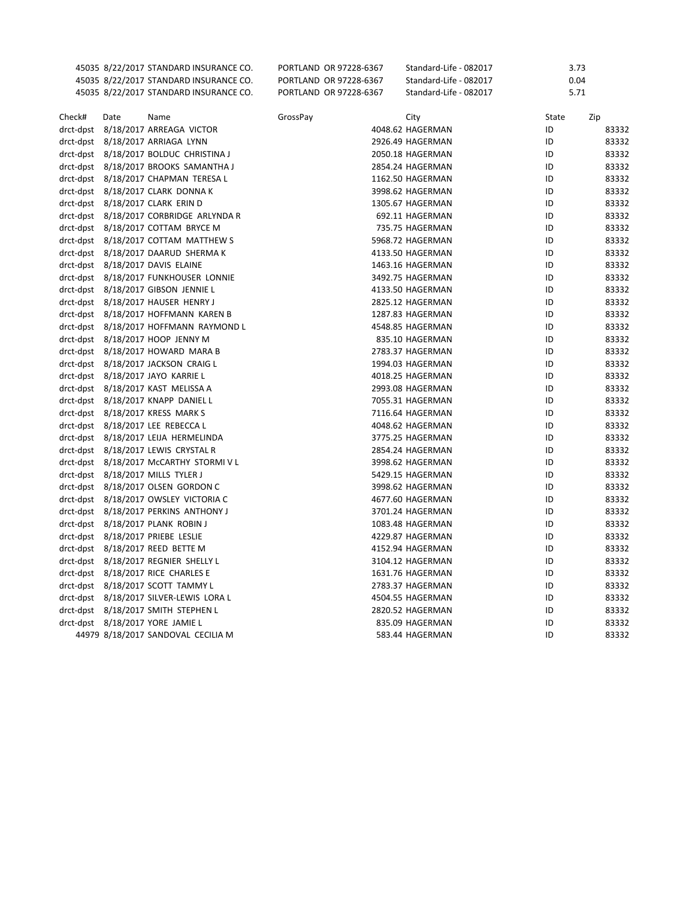| | | | | | |
|---|---|---|---|---|---|
| 45035 | 8/22/2017 | STANDARD INSURANCE CO. | PORTLAND OR 97228-6367 | Standard-Life - 082017 | 3.73 |
| 45035 | 8/22/2017 | STANDARD INSURANCE CO. | PORTLAND OR 97228-6367 | Standard-Life - 082017 | 0.04 |
| 45035 | 8/22/2017 | STANDARD INSURANCE CO. | PORTLAND OR 97228-6367 | Standard-Life - 082017 | 5.71 |

| Check# | Date | Name | GrossPay | City | State | Zip |
|---|---|---|---|---|---|---|
| drct-dpst | 8/18/2017 | ARREAGA VICTOR | 4048.62 | HAGERMAN | ID | 83332 |
| drct-dpst | 8/18/2017 | ARRIAGA LYNN | 2926.49 | HAGERMAN | ID | 83332 |
| drct-dpst | 8/18/2017 | BOLDUC CHRISTINA J | 2050.18 | HAGERMAN | ID | 83332 |
| drct-dpst | 8/18/2017 | BROOKS SAMANTHA J | 2854.24 | HAGERMAN | ID | 83332 |
| drct-dpst | 8/18/2017 | CHAPMAN TERESA L | 1162.50 | HAGERMAN | ID | 83332 |
| drct-dpst | 8/18/2017 | CLARK DONNA K | 3998.62 | HAGERMAN | ID | 83332 |
| drct-dpst | 8/18/2017 | CLARK ERIN D | 1305.67 | HAGERMAN | ID | 83332 |
| drct-dpst | 8/18/2017 | CORBRIDGE ARLYNDA R | 692.11 | HAGERMAN | ID | 83332 |
| drct-dpst | 8/18/2017 | COTTAM BRYCE M | 735.75 | HAGERMAN | ID | 83332 |
| drct-dpst | 8/18/2017 | COTTAM MATTHEW S | 5968.72 | HAGERMAN | ID | 83332 |
| drct-dpst | 8/18/2017 | DAARUD SHERMA K | 4133.50 | HAGERMAN | ID | 83332 |
| drct-dpst | 8/18/2017 | DAVIS ELAINE | 1463.16 | HAGERMAN | ID | 83332 |
| drct-dpst | 8/18/2017 | FUNKHOUSER LONNIE | 3492.75 | HAGERMAN | ID | 83332 |
| drct-dpst | 8/18/2017 | GIBSON JENNIE L | 4133.50 | HAGERMAN | ID | 83332 |
| drct-dpst | 8/18/2017 | HAUSER HENRY J | 2825.12 | HAGERMAN | ID | 83332 |
| drct-dpst | 8/18/2017 | HOFFMANN KAREN B | 1287.83 | HAGERMAN | ID | 83332 |
| drct-dpst | 8/18/2017 | HOFFMANN RAYMOND L | 4548.85 | HAGERMAN | ID | 83332 |
| drct-dpst | 8/18/2017 | HOOP JENNY M | 835.10 | HAGERMAN | ID | 83332 |
| drct-dpst | 8/18/2017 | HOWARD MARA B | 2783.37 | HAGERMAN | ID | 83332 |
| drct-dpst | 8/18/2017 | JACKSON CRAIG L | 1994.03 | HAGERMAN | ID | 83332 |
| drct-dpst | 8/18/2017 | JAYO KARRIE L | 4018.25 | HAGERMAN | ID | 83332 |
| drct-dpst | 8/18/2017 | KAST MELISSA A | 2993.08 | HAGERMAN | ID | 83332 |
| drct-dpst | 8/18/2017 | KNAPP DANIEL L | 7055.31 | HAGERMAN | ID | 83332 |
| drct-dpst | 8/18/2017 | KRESS MARK S | 7116.64 | HAGERMAN | ID | 83332 |
| drct-dpst | 8/18/2017 | LEE REBECCA L | 4048.62 | HAGERMAN | ID | 83332 |
| drct-dpst | 8/18/2017 | LEIJA HERMELINDA | 3775.25 | HAGERMAN | ID | 83332 |
| drct-dpst | 8/18/2017 | LEWIS CRYSTAL R | 2854.24 | HAGERMAN | ID | 83332 |
| drct-dpst | 8/18/2017 | McCARTHY STORMI V L | 3998.62 | HAGERMAN | ID | 83332 |
| drct-dpst | 8/18/2017 | MILLS TYLER J | 5429.15 | HAGERMAN | ID | 83332 |
| drct-dpst | 8/18/2017 | OLSEN GORDON C | 3998.62 | HAGERMAN | ID | 83332 |
| drct-dpst | 8/18/2017 | OWSLEY VICTORIA C | 4677.60 | HAGERMAN | ID | 83332 |
| drct-dpst | 8/18/2017 | PERKINS ANTHONY J | 3701.24 | HAGERMAN | ID | 83332 |
| drct-dpst | 8/18/2017 | PLANK ROBIN J | 1083.48 | HAGERMAN | ID | 83332 |
| drct-dpst | 8/18/2017 | PRIEBE LESLIE | 4229.87 | HAGERMAN | ID | 83332 |
| drct-dpst | 8/18/2017 | REED BETTE M | 4152.94 | HAGERMAN | ID | 83332 |
| drct-dpst | 8/18/2017 | REGNIER SHELLY L | 3104.12 | HAGERMAN | ID | 83332 |
| drct-dpst | 8/18/2017 | RICE CHARLES E | 1631.76 | HAGERMAN | ID | 83332 |
| drct-dpst | 8/18/2017 | SCOTT TAMMY L | 2783.37 | HAGERMAN | ID | 83332 |
| drct-dpst | 8/18/2017 | SILVER-LEWIS LORA L | 4504.55 | HAGERMAN | ID | 83332 |
| drct-dpst | 8/18/2017 | SMITH STEPHEN L | 2820.52 | HAGERMAN | ID | 83332 |
| drct-dpst | 8/18/2017 | YORE JAMIE L | 835.09 | HAGERMAN | ID | 83332 |
| 44979 | 8/18/2017 | SANDOVAL CECILIA M | 583.44 | HAGERMAN | ID | 83332 |